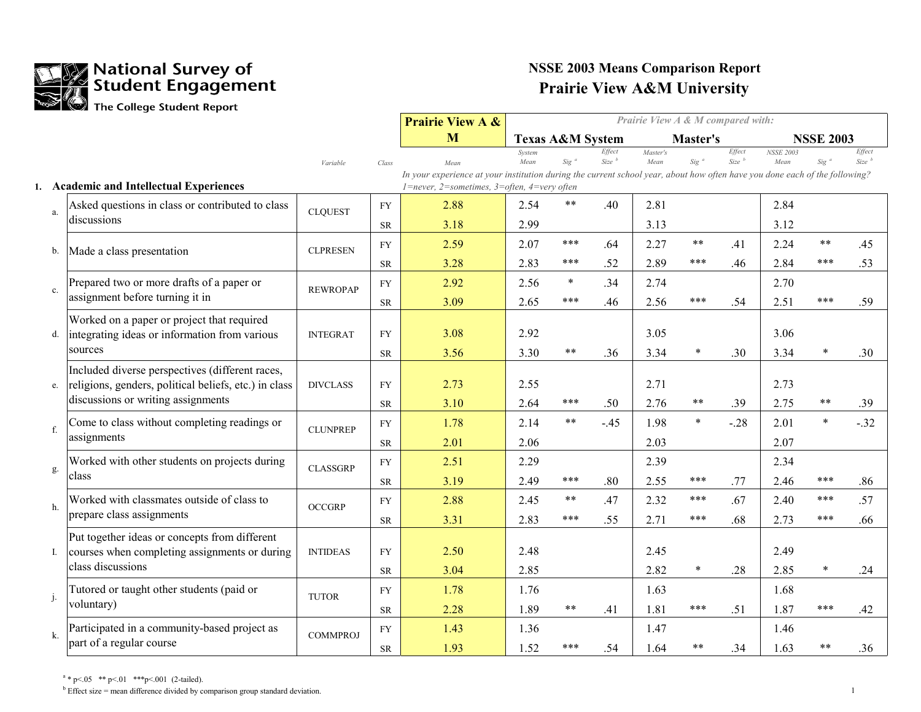# National Survey of Student Engagement
The College Student Report

## NSSE 2003 Means Comparison Report
## Prairie View A&M University

*Prairie View A & M compared with:*

### 1. Academic and Intellectual Experiences

*In your experience at your institution during the current school year, about how often have you done each of the following? 1=never, 2=sometimes, 3=often, 4=very often*

| | | Variable | Class | Prairie View A & M Mean | Texas A&M System Mean | Texas A&M System Sig [a] | Texas A&M System Effect Size [b] | Master's Mean | Master's Sig [a] | Master's Effect Size [b] | NSSE 2003 Mean | NSSE 2003 Sig [a] | NSSE 2003 Effect Size [b] |
|---|---|---|---|---|---|---|---|---|---|---|---|---|---|
| a. | Asked questions in class or contributed to class discussions | CLQUEST | FY | 2.88 | 2.54 | ** | .40 | 2.81 | | | 2.84 | | |
| | | | SR | 3.18 | 2.99 | | | 3.13 | | | 3.12 | | |
| b. | Made a class presentation | CLPRESEN | FY | 2.59 | 2.07 | *** | .64 | 2.27 | ** | .41 | 2.24 | ** | .45 |
| | | | SR | 3.28 | 2.83 | *** | .52 | 2.89 | *** | .46 | 2.84 | *** | .53 |
| c. | Prepared two or more drafts of a paper or assignment before turning it in | REWROPAP | FY | 2.92 | 2.56 | * | .34 | 2.74 | | | 2.70 | | |
| | | | SR | 3.09 | 2.65 | *** | .46 | 2.56 | *** | .54 | 2.51 | *** | .59 |
| d. | Worked on a paper or project that required integrating ideas or information from various sources | INTEGRAT | FY | 3.08 | 2.92 | | | 3.05 | | | 3.06 | | |
| | | | SR | 3.56 | 3.30 | ** | .36 | 3.34 | * | .30 | 3.34 | * | .30 |
| e. | Included diverse perspectives (different races, religions, genders, political beliefs, etc.) in class discussions or writing assignments | DIVCLASS | FY | 2.73 | 2.55 | | | 2.71 | | | 2.73 | | |
| | | | SR | 3.10 | 2.64 | *** | .50 | 2.76 | ** | .39 | 2.75 | ** | .39 |
| f. | Come to class without completing readings or assignments | CLUNPREP | FY | 1.78 | 2.14 | ** | -.45 | 1.98 | * | -.28 | 2.01 | * | -.32 |
| | | | SR | 2.01 | 2.06 | | | 2.03 | | | 2.07 | | |
| g. | Worked with other students on projects during class | CLASSGRP | FY | 2.51 | 2.29 | | | 2.39 | | | 2.34 | | |
| | | | SR | 3.19 | 2.49 | *** | .80 | 2.55 | *** | .77 | 2.46 | *** | .86 |
| h. | Worked with classmates outside of class to prepare class assignments | OCCGRP | FY | 2.88 | 2.45 | ** | .47 | 2.32 | *** | .67 | 2.40 | *** | .57 |
| | | | SR | 3.31 | 2.83 | *** | .55 | 2.71 | *** | .68 | 2.73 | *** | .66 |
| I. | Put together ideas or concepts from different courses when completing assignments or during class discussions | INTIDEAS | FY | 2.50 | 2.48 | | | 2.45 | | | 2.49 | | |
| | | | SR | 3.04 | 2.85 | | | 2.82 | * | .28 | 2.85 | * | .24 |
| j. | Tutored or taught other students (paid or voluntary) | TUTOR | FY | 1.78 | 1.76 | | | 1.63 | | | 1.68 | | |
| | | | SR | 2.28 | 1.89 | ** | .41 | 1.81 | *** | .51 | 1.87 | *** | .42 |
| k. | Participated in a community-based project as part of a regular course | COMMPROJ | FY | 1.43 | 1.36 | | | 1.47 | | | 1.46 | | |
| | | | SR | 1.93 | 1.52 | *** | .54 | 1.64 | ** | .34 | 1.63 | ** | .36 |

[a] * p<.05 ** p<.01 ***p<.001 (2-tailed).

[b] Effect size = mean difference divided by comparison group standard deviation.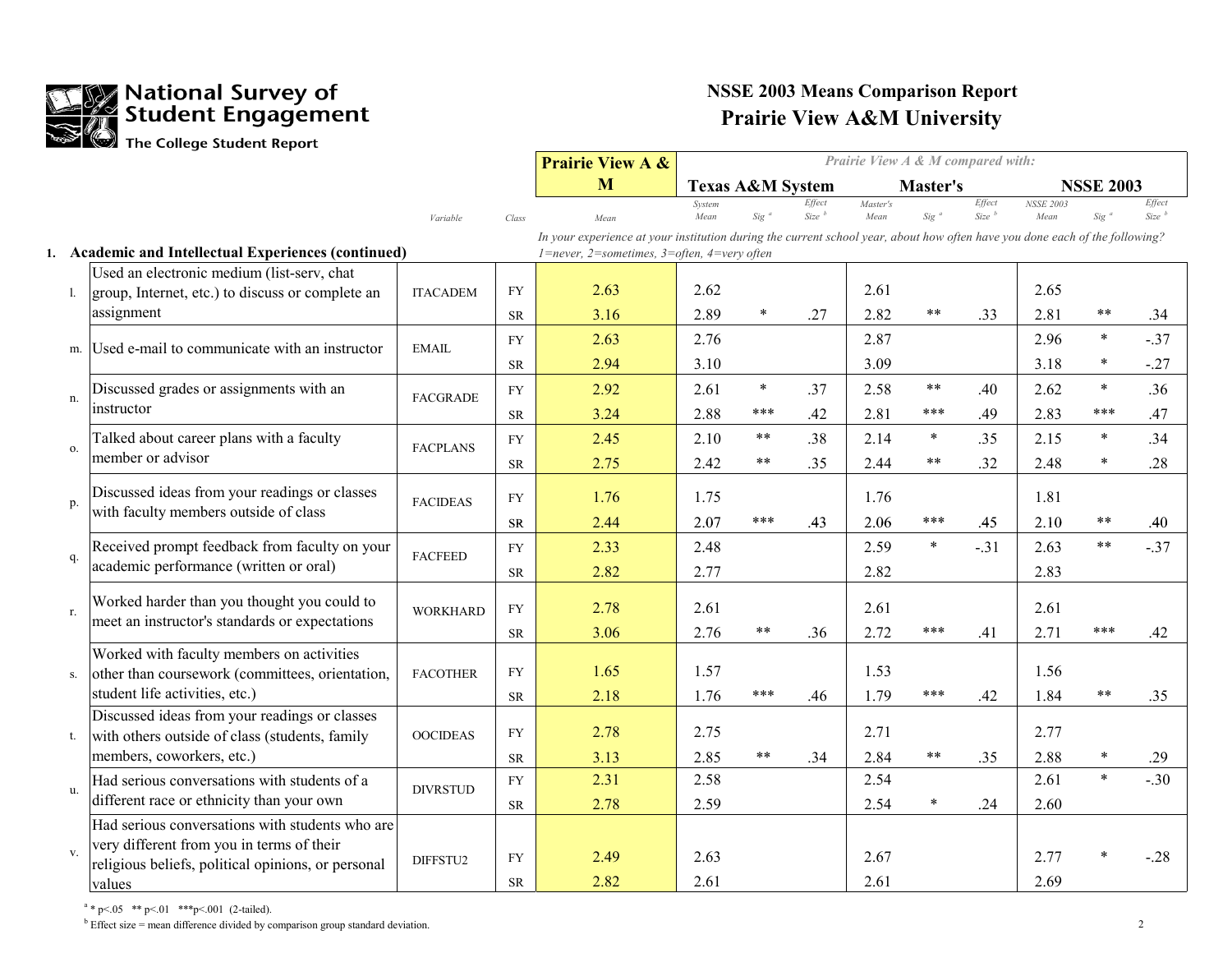# National Survey of Student Engagement

The College Student Report

## NSSE 2003 Means Comparison Report

## Prairie View A&M University

### 1. Academic and Intellectual Experiences (continued)

*In your experience at your institution during the current school year, about how often have you done each of the following? 1=never, 2=sometimes, 3=often, 4=very often*

| | | Variable | Class | Prairie View A & M Mean | Texas A&M System: System Mean | Sig [a] | Effect Size [b] | Master's: Master's Mean | Sig [a] | Effect Size [b] | NSSE 2003: NSSE 2003 Mean | Sig [a] | Effect Size [b] |
|---|---|---|---|---|---|---|---|---|---|---|---|---|---|
| l. | Used an electronic medium (list-serv, chat group, Internet, etc.) to discuss or complete an assignment | ITACADEM | FY | 2.63 | 2.62 | | | 2.61 | | | 2.65 | | |
| | | | SR | 3.16 | 2.89 | * | .27 | 2.82 | ** | .33 | 2.81 | ** | .34 |
| m. | Used e-mail to communicate with an instructor | EMAIL | FY | 2.63 | 2.76 | | | 2.87 | | | 2.96 | * | -.37 |
| | | | SR | 2.94 | 3.10 | | | 3.09 | | | 3.18 | * | -.27 |
| n. | Discussed grades or assignments with an instructor | FACGRADE | FY | 2.92 | 2.61 | * | .37 | 2.58 | ** | .40 | 2.62 | * | .36 |
| | | | SR | 3.24 | 2.88 | *** | .42 | 2.81 | *** | .49 | 2.83 | *** | .47 |
| o. | Talked about career plans with a faculty member or advisor | FACPLANS | FY | 2.45 | 2.10 | ** | .38 | 2.14 | * | .35 | 2.15 | * | .34 |
| | | | SR | 2.75 | 2.42 | ** | .35 | 2.44 | ** | .32 | 2.48 | * | .28 |
| p. | Discussed ideas from your readings or classes with faculty members outside of class | FACIDEAS | FY | 1.76 | 1.75 | | | 1.76 | | | 1.81 | | |
| | | | SR | 2.44 | 2.07 | *** | .43 | 2.06 | *** | .45 | 2.10 | ** | .40 |
| q. | Received prompt feedback from faculty on your academic performance (written or oral) | FACFEED | FY | 2.33 | 2.48 | | | 2.59 | * | -.31 | 2.63 | ** | -.37 |
| | | | SR | 2.82 | 2.77 | | | 2.82 | | | 2.83 | | |
| r. | Worked harder than you thought you could to meet an instructor's standards or expectations | WORKHARD | FY | 2.78 | 2.61 | | | 2.61 | | | 2.61 | | |
| | | | SR | 3.06 | 2.76 | ** | .36 | 2.72 | *** | .41 | 2.71 | *** | .42 |
| s. | Worked with faculty members on activities other than coursework (committees, orientation, student life activities, etc.) | FACOTHER | FY | 1.65 | 1.57 | | | 1.53 | | | 1.56 | | |
| | | | SR | 2.18 | 1.76 | *** | .46 | 1.79 | *** | .42 | 1.84 | ** | .35 |
| t. | Discussed ideas from your readings or classes with others outside of class (students, family members, coworkers, etc.) | OOCIDEAS | FY | 2.78 | 2.75 | | | 2.71 | | | 2.77 | | |
| | | | SR | 3.13 | 2.85 | ** | .34 | 2.84 | ** | .35 | 2.88 | * | .29 |
| u. | Had serious conversations with students of a different race or ethnicity than your own | DIVRSTUD | FY | 2.31 | 2.58 | | | 2.54 | | | 2.61 | * | -.30 |
| | | | SR | 2.78 | 2.59 | | | 2.54 | * | .24 | 2.60 | | |
| v. | Had serious conversations with students who are very different from you in terms of their religious beliefs, political opinions, or personal values | DIFFSTU2 | FY | 2.49 | 2.63 | | | 2.67 | | | 2.77 | * | -.28 |
| | | | SR | 2.82 | 2.61 | | | 2.61 | | | 2.69 | | |

[a] * p<.05 ** p<.01 ***p<.001 (2-tailed).

[b] Effect size = mean difference divided by comparison group standard deviation.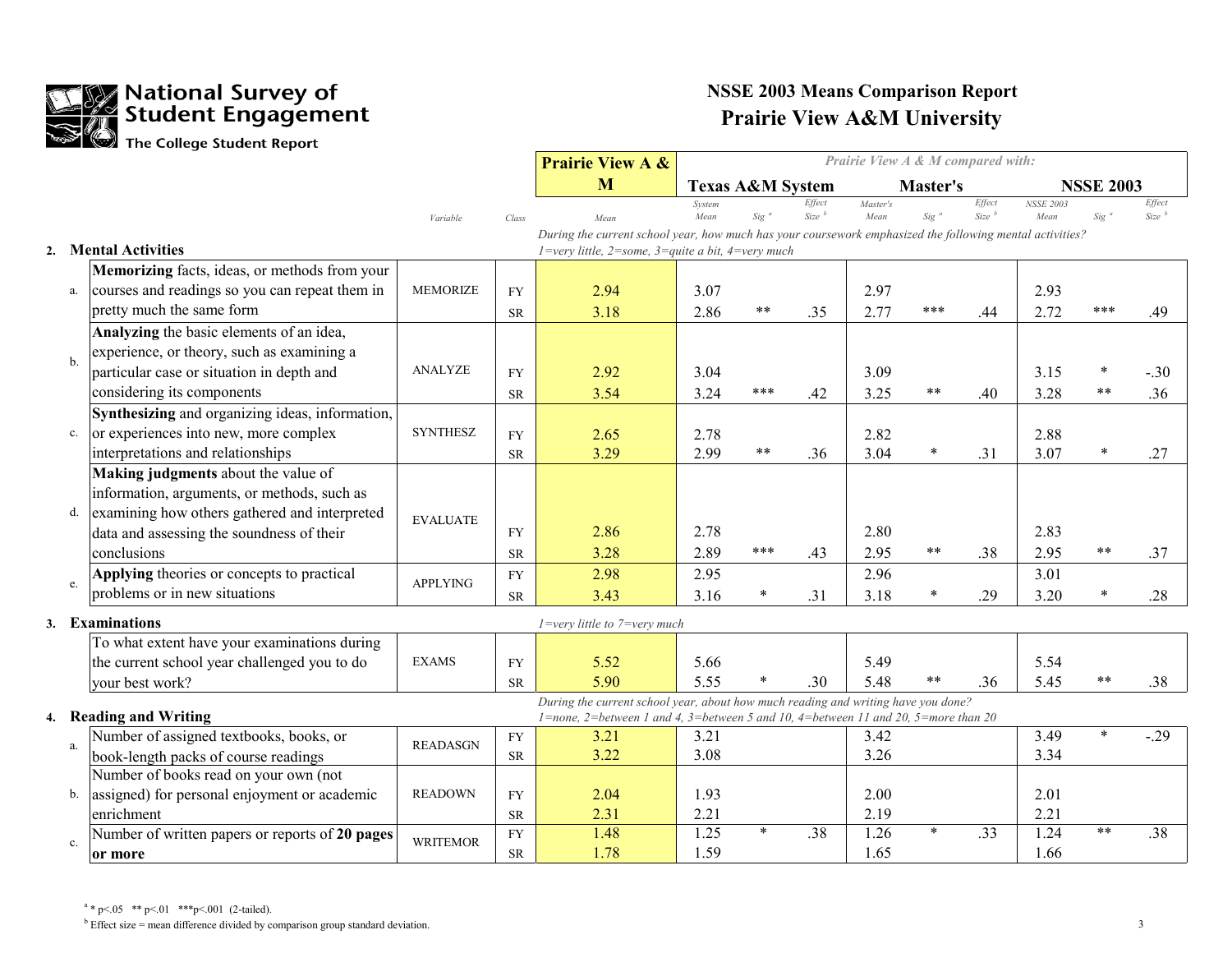# National Survey of Student Engagement

The College Student Report

## NSSE 2003 Means Comparison Report
## Prairie View A&M University

| | | Variable | Class | Prairie View A & M Mean | Texas A&M System: System Mean | Sig [a] | Effect Size [b] | Master's: Master's Mean | Sig [a] | Effect Size [b] | NSSE 2003: NSSE 2003 Mean | Sig [a] | Effect Size [b] |
|---|---|---|---|---|---|---|---|---|---|---|---|---|---|
| **2.** | **Mental Activities** | | | *During the current school year, how much has your coursework emphasized the following mental activities? 1=very little, 2=some, 3=quite a bit, 4=very much* | | | | | | | | | |
| a. | **Memorizing** facts, ideas, or methods from your courses and readings so you can repeat them in pretty much the same form | MEMORIZE | FY | 2.94 | 3.07 | | | 2.97 | | | 2.93 | | |
| | | | SR | 3.18 | 2.86 | ** | .35 | 2.77 | *** | .44 | 2.72 | *** | .49 |
| b. | **Analyzing** the basic elements of an idea, experience, or theory, such as examining a particular case or situation in depth and considering its components | ANALYZE | FY | 2.92 | 3.04 | | | 3.09 | | | 3.15 | * | -.30 |
| | | | SR | 3.54 | 3.24 | *** | .42 | 3.25 | ** | .40 | 3.28 | ** | .36 |
| c. | **Synthesizing** and organizing ideas, information, or experiences into new, more complex interpretations and relationships | SYNTHESZ | FY | 2.65 | 2.78 | | | 2.82 | | | 2.88 | | |
| | | | SR | 3.29 | 2.99 | ** | .36 | 3.04 | * | .31 | 3.07 | * | .27 |
| d. | **Making judgments** about the value of information, arguments, or methods, such as examining how others gathered and interpreted data and assessing the soundness of their conclusions | EVALUATE | FY | 2.86 | 2.78 | | | 2.80 | | | 2.83 | | |
| | | | SR | 3.28 | 2.89 | *** | .43 | 2.95 | ** | .38 | 2.95 | ** | .37 |
| e. | **Applying** theories or concepts to practical problems or in new situations | APPLYING | FY | 2.98 | 2.95 | | | 2.96 | | | 3.01 | | |
| | | | SR | 3.43 | 3.16 | * | .31 | 3.18 | * | .29 | 3.20 | * | .28 |
| **3.** | **Examinations** | | | *1=very little to 7=very much* | | | | | | | | | |
| | To what extent have your examinations during the current school year challenged you to do your best work? | EXAMS | FY | 5.52 | 5.66 | | | 5.49 | | | 5.54 | | |
| | | | SR | 5.90 | 5.55 | * | .30 | 5.48 | ** | .36 | 5.45 | ** | .38 |
| **4.** | **Reading and Writing** | | | *During the current school year, about how much reading and writing have you done? 1=none, 2=between 1 and 4, 3=between 5 and 10, 4=between 11 and 20, 5=more than 20* | | | | | | | | | |
| a. | Number of assigned textbooks, books, or book-length packs of course readings | READASGN | FY | 3.21 | 3.21 | | | 3.42 | | | 3.49 | * | -.29 |
| | | | SR | 3.22 | 3.08 | | | 3.26 | | | 3.34 | | |
| b. | Number of books read on your own (not assigned) for personal enjoyment or academic enrichment | READOWN | FY | 2.04 | 1.93 | | | 2.00 | | | 2.01 | | |
| | | | SR | 2.31 | 2.21 | | | 2.19 | | | 2.21 | | |
| c. | Number of written papers or reports of **20 pages or more** | WRITEMOR | FY | 1.48 | 1.25 | * | .38 | 1.26 | * | .33 | 1.24 | ** | .38 |
| | | | SR | 1.78 | 1.59 | | | 1.65 | | | 1.66 | | |

[a] * p<.05 ** p<.01 ***p<.001 (2-tailed).

[b] Effect size = mean difference divided by comparison group standard deviation.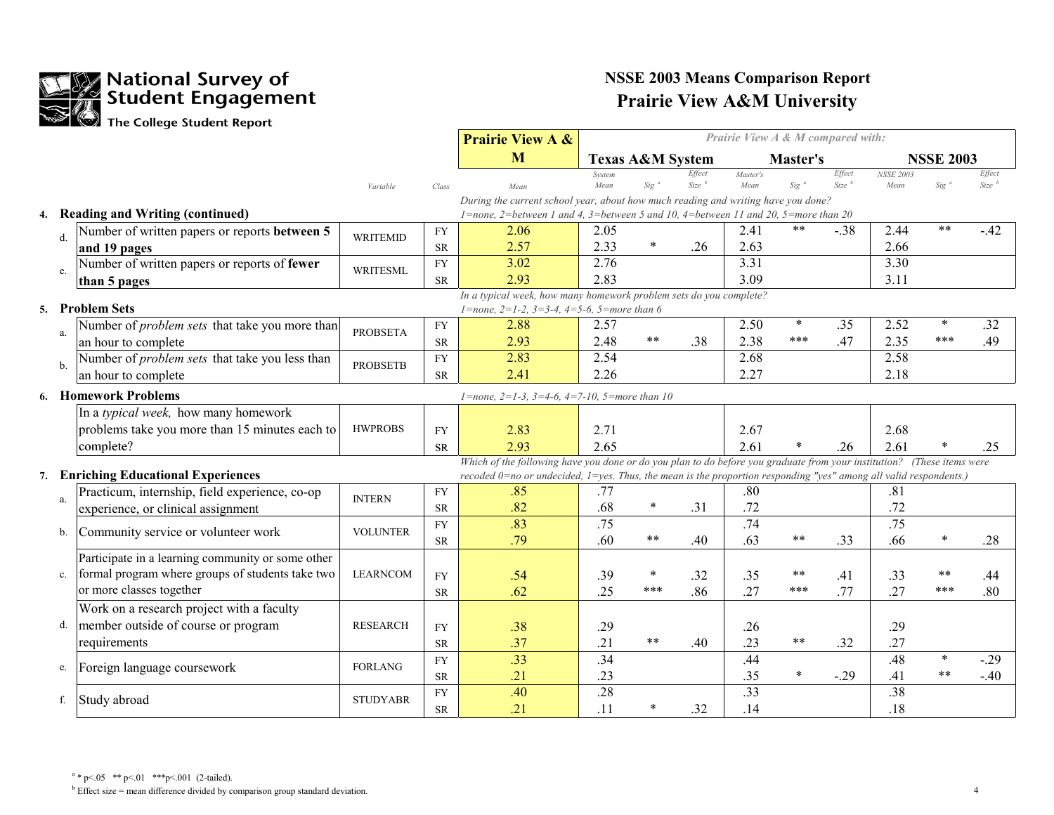# National Survey of Student Engagement

The College Student Report

## NSSE 2003 Means Comparison Report
## Prairie View A&M University

| | | Variable | Class | Prairie View A & M Mean | Texas A&M System Mean | Sig [a] | Effect Size [b] | Master's Mean | Sig [a] | Effect Size [b] | NSSE 2003 Mean | Sig [a] | Effect Size [b] |
|---|---|---|---|---|---|---|---|---|---|---|---|---|---|
| **4.** | **Reading and Writing (continued)** | | | *During the current school year, about how much reading and writing have you done? 1=none, 2=between 1 and 4, 3=between 5 and 10, 4=between 11 and 20, 5=more than 20* | | | | | | | | | |
| d. | Number of written papers or reports **between 5 and 19 pages** | WRITEMID | FY | 2.06 | 2.05 | | | 2.41 | ** | -.38 | 2.44 | ** | -.42 |
| | | | SR | 2.57 | 2.33 | * | .26 | 2.63 | | | 2.66 | | |
| e. | Number of written papers or reports of **fewer than 5 pages** | WRITESML | FY | 3.02 | 2.76 | | | 3.31 | | | 3.30 | | |
| | | | SR | 2.93 | 2.83 | | | 3.09 | | | 3.11 | | |
| **5.** | **Problem Sets** | | | *In a typical week, how many homework problem sets do you complete? 1=none, 2=1-2, 3=3-4, 4=5-6, 5=more than 6* | | | | | | | | | |
| a. | Number of *problem sets* that take you more than an hour to complete | PROBSETA | FY | 2.88 | 2.57 | | | 2.50 | * | .35 | 2.52 | * | .32 |
| | | | SR | 2.93 | 2.48 | ** | .38 | 2.38 | *** | .47 | 2.35 | *** | .49 |
| b. | Number of *problem sets* that take you less than an hour to complete | PROBSETB | FY | 2.83 | 2.54 | | | 2.68 | | | 2.58 | | |
| | | | SR | 2.41 | 2.26 | | | 2.27 | | | 2.18 | | |
| **6.** | **Homework Problems** | | | *1=none, 2=1-3, 3=4-6, 4=7-10, 5=more than 10* | | | | | | | | | |
| | In a *typical week,* how many homework problems take you more than 15 minutes each to complete? | HWPROBS | FY | 2.83 | 2.71 | | | 2.67 | | | 2.68 | | |
| | | | SR | 2.93 | 2.65 | | | 2.61 | * | .26 | 2.61 | * | .25 |
| **7.** | **Enriching Educational Experiences** | | | *Which of the following have you done or do you plan to do before you graduate from your institution? (These items were recoded 0=no or undecided, 1=yes. Thus, the mean is the proportion responding "yes" among all valid respondents.)* | | | | | | | | | |
| a. | Practicum, internship, field experience, co-op experience, or clinical assignment | INTERN | FY | .85 | .77 | | | .80 | | | .81 | | |
| | | | SR | .82 | .68 | * | .31 | .72 | | | .72 | | |
| b. | Community service or volunteer work | VOLUNTER | FY | .83 | .75 | | | .74 | | | .75 | | |
| | | | SR | .79 | .60 | ** | .40 | .63 | ** | .33 | .66 | * | .28 |
| c. | Participate in a learning community or some other formal program where groups of students take two or more classes together | LEARNCOM | FY | .54 | .39 | * | .32 | .35 | ** | .41 | .33 | ** | .44 |
| | | | SR | .62 | .25 | *** | .86 | .27 | *** | .77 | .27 | *** | .80 |
| d. | Work on a research project with a faculty member outside of course or program requirements | RESEARCH | FY | .38 | .29 | | | .26 | | | .29 | | |
| | | | SR | .37 | .21 | ** | .40 | .23 | ** | .32 | .27 | | |
| e. | Foreign language coursework | FORLANG | FY | .33 | .34 | | | .44 | | | .48 | * | -.29 |
| | | | SR | .21 | .23 | | | .35 | * | -.29 | .41 | ** | -.40 |
| f. | Study abroad | STUDYABR | FY | .40 | .28 | | | .33 | | | .38 | | |
| | | | SR | .21 | .11 | * | .32 | .14 | | | .18 | | |

[a] * p<.05 ** p<.01 ***p<.001 (2-tailed).

[b] Effect size = mean difference divided by comparison group standard deviation.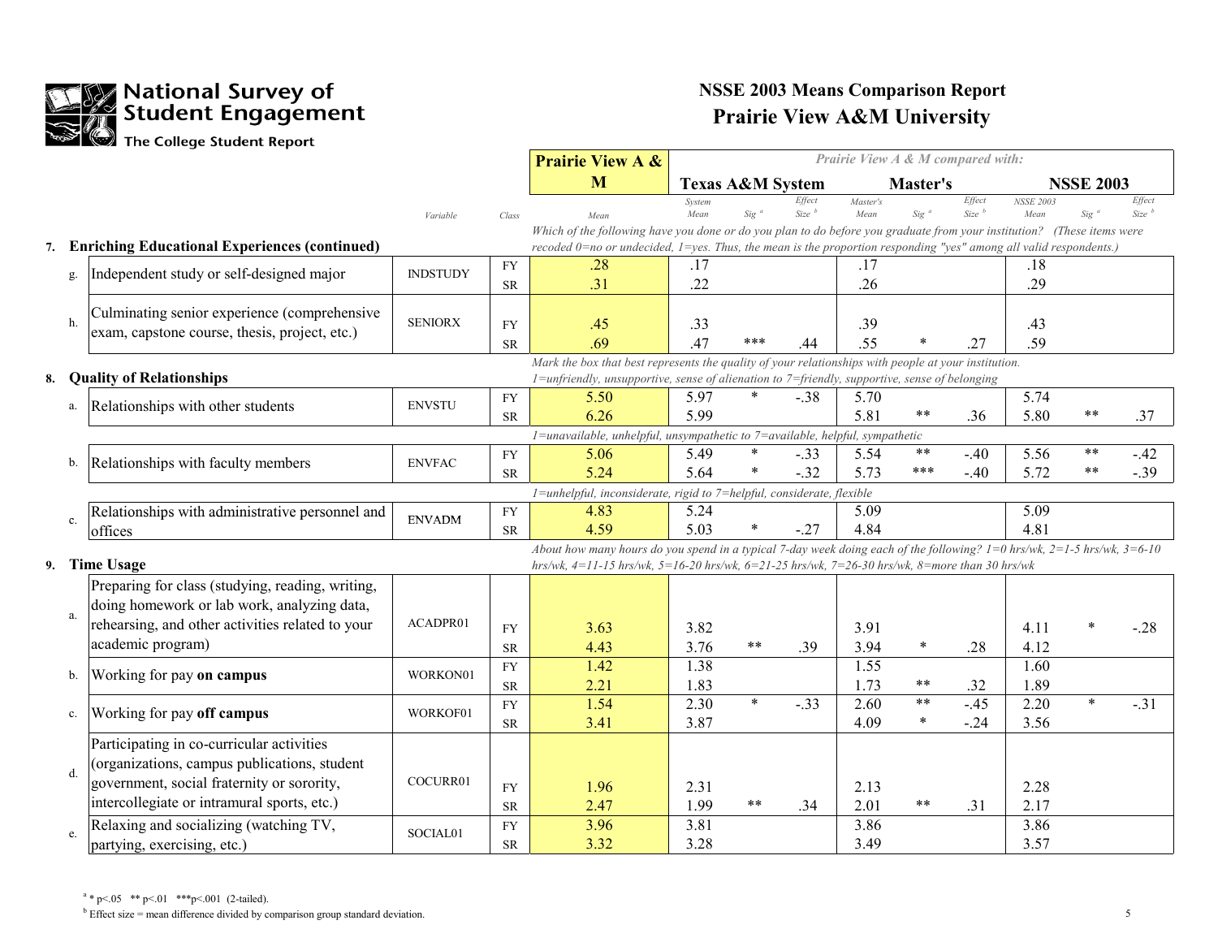# National Survey of Student Engagement
The College Student Report

## NSSE 2003 Means Comparison Report
## Prairie View A&M University

| | | Variable | Class | Prairie View A & M Mean | Texas A&M System Mean | Sig [a] | Effect Size [b] | Master's Mean | Sig [a] | Effect Size [b] | NSSE 2003 Mean | Sig [a] | Effect Size [b] |
|---|---|---|---|---|---|---|---|---|---|---|---|---|---|
| **7.** | **Enriching Educational Experiences (continued)** | | | *Which of the following have you done or do you plan to do before you graduate from your institution? (These items were recoded 0=no or undecided, 1=yes. Thus, the mean is the proportion responding "yes" among all valid respondents.)* | | | | | | | | | |
| g. | Independent study or self-designed major | INDSTUDY | FY | .28 | .17 | | | .17 | | | .18 | | |
| | | | SR | .31 | .22 | | | .26 | | | .29 | | |
| h. | Culminating senior experience (comprehensive exam, capstone course, thesis, project, etc.) | SENIORX | FY | .45 | .33 | | | .39 | | | .43 | | |
| | | | SR | .69 | .47 | *** | .44 | .55 | * | .27 | .59 | | |
| **8.** | **Quality of Relationships** | | | *Mark the box that best represents the quality of your relationships with people at your institution. 1=unfriendly, unsupportive, sense of alienation to 7=friendly, supportive, sense of belonging* | | | | | | | | | |
| a. | Relationships with other students | ENVSTU | FY | 5.50 | 5.97 | * | -.38 | 5.70 | | | 5.74 | | |
| | | | SR | 6.26 | 5.99 | | | 5.81 | ** | .36 | 5.80 | ** | .37 |
| | | | | *1=unavailable, unhelpful, unsympathetic to 7=available, helpful, sympathetic* | | | | | | | | | |
| b. | Relationships with faculty members | ENVFAC | FY | 5.06 | 5.49 | * | -.33 | 5.54 | ** | -.40 | 5.56 | ** | -.42 |
| | | | SR | 5.24 | 5.64 | * | -.32 | 5.73 | *** | -.40 | 5.72 | ** | -.39 |
| | | | | *1=unhelpful, inconsiderate, rigid to 7=helpful, considerate, flexible* | | | | | | | | | |
| c. | Relationships with administrative personnel and offices | ENVADM | FY | 4.83 | 5.24 | | | 5.09 | | | 5.09 | | |
| | | | SR | 4.59 | 5.03 | * | -.27 | 4.84 | | | 4.81 | | |
| **9.** | **Time Usage** | | | *About how many hours do you spend in a typical 7-day week doing each of the following? 1=0 hrs/wk, 2=1-5 hrs/wk, 3=6-10 hrs/wk, 4=11-15 hrs/wk, 5=16-20 hrs/wk, 6=21-25 hrs/wk, 7=26-30 hrs/wk, 8=more than 30 hrs/wk* | | | | | | | | | |
| a. | Preparing for class (studying, reading, writing, doing homework or lab work, analyzing data, rehearsing, and other activities related to your academic program) | ACADPR01 | FY | 3.63 | 3.82 | | | 3.91 | | | 4.11 | * | -.28 |
| | | | SR | 4.43 | 3.76 | ** | .39 | 3.94 | * | .28 | 4.12 | | |
| b. | Working for pay **on campus** | WORKON01 | FY | 1.42 | 1.38 | | | 1.55 | | | 1.60 | | |
| | | | SR | 2.21 | 1.83 | | | 1.73 | ** | .32 | 1.89 | | |
| c. | Working for pay **off campus** | WORKOF01 | FY | 1.54 | 2.30 | * | -.33 | 2.60 | ** | -.45 | 2.20 | * | -.31 |
| | | | SR | 3.41 | 3.87 | | | 4.09 | * | -.24 | 3.56 | | |
| d. | Participating in co-curricular activities (organizations, campus publications, student government, social fraternity or sorority, intercollegiate or intramural sports, etc.) | COCURR01 | FY | 1.96 | 2.31 | | | 2.13 | | | 2.28 | | |
| | | | SR | 2.47 | 1.99 | ** | .34 | 2.01 | ** | .31 | 2.17 | | |
| e. | Relaxing and socializing (watching TV, partying, exercising, etc.) | SOCIAL01 | FY | 3.96 | 3.81 | | | 3.86 | | | 3.86 | | |
| | | | SR | 3.32 | 3.28 | | | 3.49 | | | 3.57 | | |

[a] * p<.05 ** p<.01 ***p<.001 (2-tailed).

[b] Effect size = mean difference divided by comparison group standard deviation.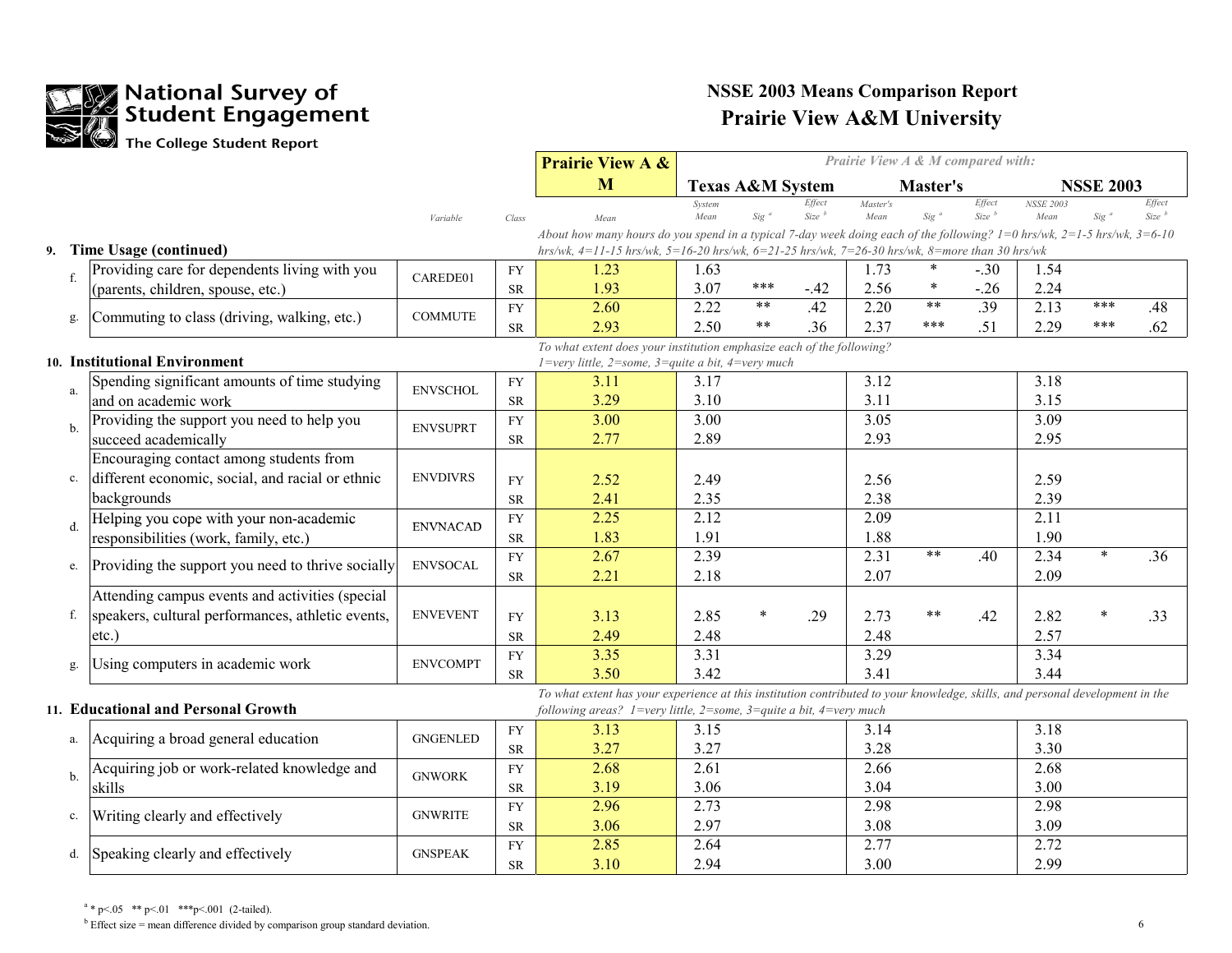# NSSE 2003 Means Comparison Report

## Prairie View A&M University

National Survey of Student Engagement — The College Student Report

| | | Variable | Class | Prairie View A & M Mean | Texas A&M System: System Mean | Sig [a] | Effect Size [b] | Master's: Master's Mean | Sig [a] | Effect Size [b] | NSSE 2003: NSSE 2003 Mean | Sig [a] | Effect Size [b] |
|---|---|---|---|---|---|---|---|---|---|---|---|---|---|
| **9.** | **Time Usage (continued)** | | | *About how many hours do you spend in a typical 7-day week doing each of the following? 1=0 hrs/wk, 2=1-5 hrs/wk, 3=6-10 hrs/wk, 4=11-15 hrs/wk, 5=16-20 hrs/wk, 6=21-25 hrs/wk, 7=26-30 hrs/wk, 8=more than 30 hrs/wk* | | | | | | | | | |
| f. | Providing care for dependents living with you (parents, children, spouse, etc.) | CAREDE01 | FY | 1.23 | 1.63 | | | 1.73 | * | -.30 | 1.54 | | |
| | | | SR | 1.93 | 3.07 | *** | -.42 | 2.56 | * | -.26 | 2.24 | | |
| g. | Commuting to class (driving, walking, etc.) | COMMUTE | FY | 2.60 | 2.22 | ** | .42 | 2.20 | ** | .39 | 2.13 | *** | .48 |
| | | | SR | 2.93 | 2.50 | ** | .36 | 2.37 | *** | .51 | 2.29 | *** | .62 |
| **10.** | **Institutional Environment** | | | *To what extent does your institution emphasize each of the following? 1=very little, 2=some, 3=quite a bit, 4=very much* | | | | | | | | | |
| a. | Spending significant amounts of time studying and on academic work | ENVSCHOL | FY | 3.11 | 3.17 | | | 3.12 | | | 3.18 | | |
| | | | SR | 3.29 | 3.10 | | | 3.11 | | | 3.15 | | |
| b. | Providing the support you need to help you succeed academically | ENVSUPRT | FY | 3.00 | 3.00 | | | 3.05 | | | 3.09 | | |
| | | | SR | 2.77 | 2.89 | | | 2.93 | | | 2.95 | | |
| c. | Encouraging contact among students from different economic, social, and racial or ethnic backgrounds | ENVDIVRS | FY | 2.52 | 2.49 | | | 2.56 | | | 2.59 | | |
| | | | SR | 2.41 | 2.35 | | | 2.38 | | | 2.39 | | |
| d. | Helping you cope with your non-academic responsibilities (work, family, etc.) | ENVNACAD | FY | 2.25 | 2.12 | | | 2.09 | | | 2.11 | | |
| | | | SR | 1.83 | 1.91 | | | 1.88 | | | 1.90 | | |
| e. | Providing the support you need to thrive socially | ENVSOCAL | FY | 2.67 | 2.39 | | | 2.31 | ** | .40 | 2.34 | * | .36 |
| | | | SR | 2.21 | 2.18 | | | 2.07 | | | 2.09 | | |
| f. | Attending campus events and activities (special speakers, cultural performances, athletic events, etc.) | ENVEVENT | FY | 3.13 | 2.85 | * | .29 | 2.73 | ** | .42 | 2.82 | * | .33 |
| | | | SR | 2.49 | 2.48 | | | 2.48 | | | 2.57 | | |
| g. | Using computers in academic work | ENVCOMPT | FY | 3.35 | 3.31 | | | 3.29 | | | 3.34 | | |
| | | | SR | 3.50 | 3.42 | | | 3.41 | | | 3.44 | | |
| **11.** | **Educational and Personal Growth** | | | *To what extent has your experience at this institution contributed to your knowledge, skills, and personal development in the following areas? 1=very little, 2=some, 3=quite a bit, 4=very much* | | | | | | | | | |
| a. | Acquiring a broad general education | GNGENLED | FY | 3.13 | 3.15 | | | 3.14 | | | 3.18 | | |
| | | | SR | 3.27 | 3.27 | | | 3.28 | | | 3.30 | | |
| b. | Acquiring job or work-related knowledge and skills | GNWORK | FY | 2.68 | 2.61 | | | 2.66 | | | 2.68 | | |
| | | | SR | 3.19 | 3.06 | | | 3.04 | | | 3.00 | | |
| c. | Writing clearly and effectively | GNWRITE | FY | 2.96 | 2.73 | | | 2.98 | | | 2.98 | | |
| | | | SR | 3.06 | 2.97 | | | 3.08 | | | 3.09 | | |
| d. | Speaking clearly and effectively | GNSPEAK | FY | 2.85 | 2.64 | | | 2.77 | | | 2.72 | | |
| | | | SR | 3.10 | 2.94 | | | 3.00 | | | 2.99 | | |

[a] * p<.05 ** p<.01 ***p<.001 (2-tailed).

[b] Effect size = mean difference divided by comparison group standard deviation.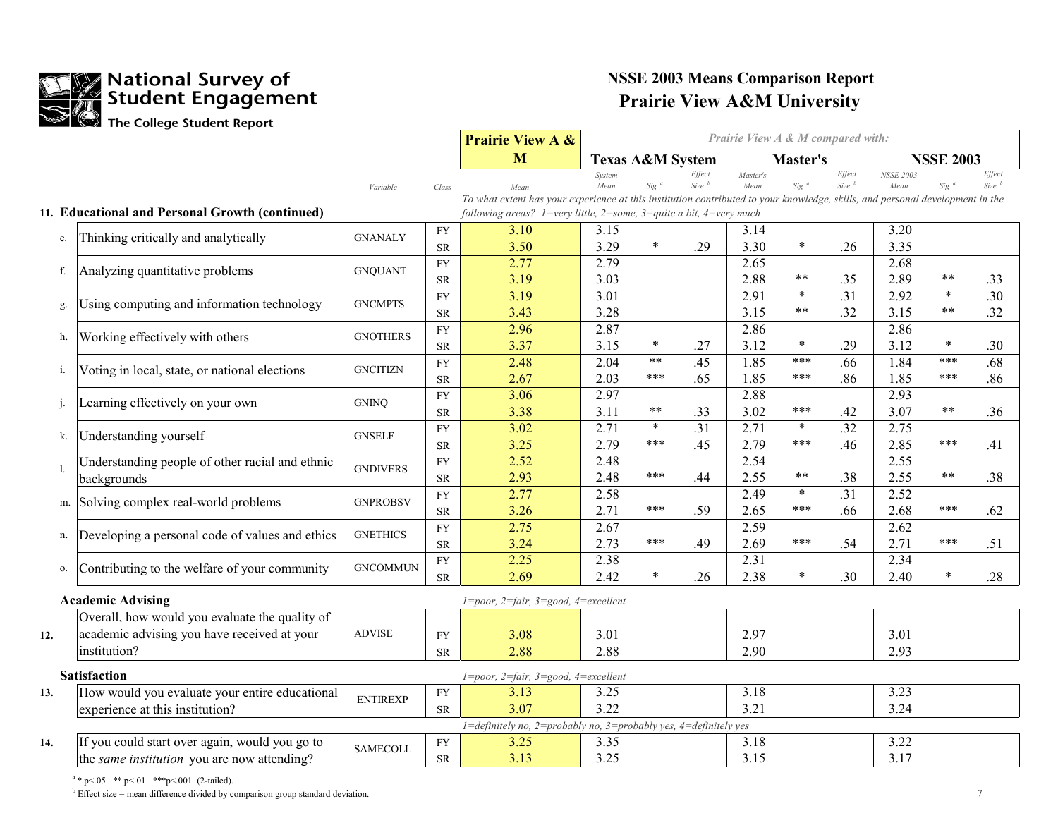National Survey of Student Engagement
The College Student Report

# NSSE 2003 Means Comparison Report
## Prairie View A&M University

| | | Variable | Class | Prairie View A & M Mean | Texas A&M System: System Mean | Sig [a] | Effect Size [b] | Master's: Master's Mean | Sig [a] | Effect Size [b] | NSSE 2003: NSSE 2003 Mean | Sig [a] | Effect Size [b] |
|---|---|---|---|---|---|---|---|---|---|---|---|---|---|
| **11.** | **Educational and Personal Growth (continued)** — *To what extent has your experience at this institution contributed to your knowledge, skills, and personal development in the following areas? 1=very little, 2=some, 3=quite a bit, 4=very much* | | | | | | | | | | | | |
| e. | Thinking critically and analytically | GNANALY | FY | 3.10 | 3.15 | | | 3.14 | | | 3.20 | | |
| | | | SR | 3.50 | 3.29 | * | .29 | 3.30 | * | .26 | 3.35 | | |
| f. | Analyzing quantitative problems | GNQUANT | FY | 2.77 | 2.79 | | | 2.65 | | | 2.68 | | |
| | | | SR | 3.19 | 3.03 | | | 2.88 | ** | .35 | 2.89 | ** | .33 |
| g. | Using computing and information technology | GNCMPTS | FY | 3.19 | 3.01 | | | 2.91 | * | .31 | 2.92 | * | .30 |
| | | | SR | 3.43 | 3.28 | | | 3.15 | ** | .32 | 3.15 | ** | .32 |
| h. | Working effectively with others | GNOTHERS | FY | 2.96 | 2.87 | | | 2.86 | | | 2.86 | | |
| | | | SR | 3.37 | 3.15 | * | .27 | 3.12 | * | .29 | 3.12 | * | .30 |
| i. | Voting in local, state, or national elections | GNCITIZN | FY | 2.48 | 2.04 | ** | .45 | 1.85 | *** | .66 | 1.84 | *** | .68 |
| | | | SR | 2.67 | 2.03 | *** | .65 | 1.85 | *** | .86 | 1.85 | *** | .86 |
| j. | Learning effectively on your own | GNINQ | FY | 3.06 | 2.97 | | | 2.88 | | | 2.93 | | |
| | | | SR | 3.38 | 3.11 | ** | .33 | 3.02 | *** | .42 | 3.07 | ** | .36 |
| k. | Understanding yourself | GNSELF | FY | 3.02 | 2.71 | * | .31 | 2.71 | * | .32 | 2.75 | | |
| | | | SR | 3.25 | 2.79 | *** | .45 | 2.79 | *** | .46 | 2.85 | *** | .41 |
| l. | Understanding people of other racial and ethnic backgrounds | GNDIVERS | FY | 2.52 | 2.48 | | | 2.54 | | | 2.55 | | |
| | | | SR | 2.93 | 2.48 | *** | .44 | 2.55 | ** | .38 | 2.55 | ** | .38 |
| m. | Solving complex real-world problems | GNPROBSV | FY | 2.77 | 2.58 | | | 2.49 | * | .31 | 2.52 | | |
| | | | SR | 3.26 | 2.71 | *** | .59 | 2.65 | *** | .66 | 2.68 | *** | .62 |
| n. | Developing a personal code of values and ethics | GNETHICS | FY | 2.75 | 2.67 | | | 2.59 | | | 2.62 | | |
| | | | SR | 3.24 | 2.73 | *** | .49 | 2.69 | *** | .54 | 2.71 | *** | .51 |
| o. | Contributing to the welfare of your community | GNCOMMUN | FY | 2.25 | 2.38 | | | 2.31 | | | 2.34 | | |
| | | | SR | 2.69 | 2.42 | * | .26 | 2.38 | * | .30 | 2.40 | * | .28 |
| | **Academic Advising** — *1=poor, 2=fair, 3=good, 4=excellent* | | | | | | | | | | | | |
| **12.** | Overall, how would you evaluate the quality of academic advising you have received at your institution? | ADVISE | FY | 3.08 | 3.01 | | | 2.97 | | | 3.01 | | |
| | | | SR | 2.88 | 2.88 | | | 2.90 | | | 2.93 | | |
| | **Satisfaction** — *1=poor, 2=fair, 3=good, 4=excellent* | | | | | | | | | | | | |
| **13.** | How would you evaluate your entire educational experience at this institution? | ENTIREXP | FY | 3.13 | 3.25 | | | 3.18 | | | 3.23 | | |
| | | | SR | 3.07 | 3.22 | | | 3.21 | | | 3.24 | | |
| | *1=definitely no, 2=probably no, 3=probably yes, 4=definitely yes* | | | | | | | | | | | | |
| **14.** | If you could start over again, would you go to the *same institution* you are now attending? | SAMECOLL | FY | 3.25 | 3.35 | | | 3.18 | | | 3.22 | | |
| | | | SR | 3.13 | 3.25 | | | 3.15 | | | 3.17 | | |

[a] * p<.05 ** p<.01 ***p<.001 (2-tailed).

[b] Effect size = mean difference divided by comparison group standard deviation.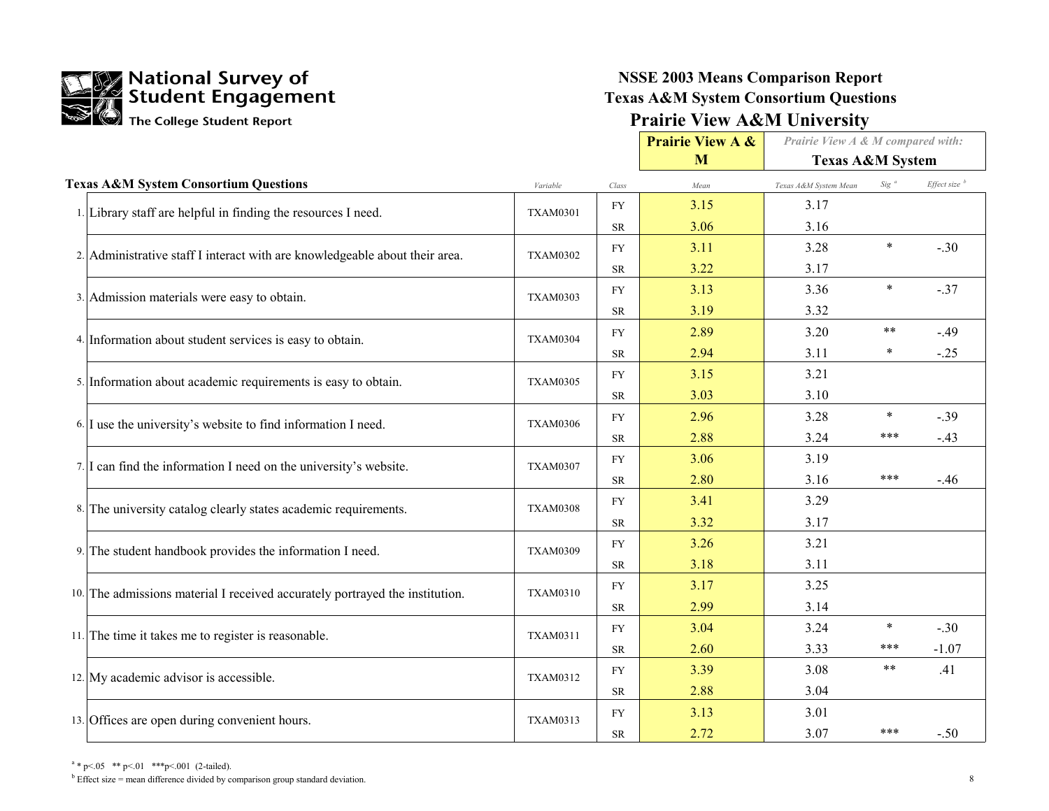National Survey of Student Engagement
The College Student Report

# NSSE 2003 Means Comparison Report
## Texas A&M System Consortium Questions
## Prairie View A&M University

| Texas A&M System Consortium Questions | Variable | Class | Prairie View A & M Mean | Prairie View A & M compared with: Texas A&M System — Texas A&M System Mean | Sig [a] | Effect size [b] |
|---|---|---|---|---|---|---|
| 1. Library staff are helpful in finding the resources I need. | TXAM0301 | FY | 3.15 | 3.17 | | |
| | | SR | 3.06 | 3.16 | | |
| 2. Administrative staff I interact with are knowledgeable about their area. | TXAM0302 | FY | 3.11 | 3.28 | * | -.30 |
| | | SR | 3.22 | 3.17 | | |
| 3. Admission materials were easy to obtain. | TXAM0303 | FY | 3.13 | 3.36 | * | -.37 |
| | | SR | 3.19 | 3.32 | | |
| 4. Information about student services is easy to obtain. | TXAM0304 | FY | 2.89 | 3.20 | ** | -.49 |
| | | SR | 2.94 | 3.11 | * | -.25 |
| 5. Information about academic requirements is easy to obtain. | TXAM0305 | FY | 3.15 | 3.21 | | |
| | | SR | 3.03 | 3.10 | | |
| 6. I use the university's website to find information I need. | TXAM0306 | FY | 2.96 | 3.28 | * | -.39 |
| | | SR | 2.88 | 3.24 | *** | -.43 |
| 7. I can find the information I need on the university's website. | TXAM0307 | FY | 3.06 | 3.19 | | |
| | | SR | 2.80 | 3.16 | *** | -.46 |
| 8. The university catalog clearly states academic requirements. | TXAM0308 | FY | 3.41 | 3.29 | | |
| | | SR | 3.32 | 3.17 | | |
| 9. The student handbook provides the information I need. | TXAM0309 | FY | 3.26 | 3.21 | | |
| | | SR | 3.18 | 3.11 | | |
| 10. The admissions material I received accurately portrayed the institution. | TXAM0310 | FY | 3.17 | 3.25 | | |
| | | SR | 2.99 | 3.14 | | |
| 11. The time it takes me to register is reasonable. | TXAM0311 | FY | 3.04 | 3.24 | * | -.30 |
| | | SR | 2.60 | 3.33 | *** | -1.07 |
| 12. My academic advisor is accessible. | TXAM0312 | FY | 3.39 | 3.08 | ** | .41 |
| | | SR | 2.88 | 3.04 | | |
| 13. Offices are open during convenient hours. | TXAM0313 | FY | 3.13 | 3.01 | | |
| | | SR | 2.72 | 3.07 | *** | -.50 |

[a] * $p<.05$ ** $p<.01$ *** $p<.001$ (2-tailed).

[b] Effect size = mean difference divided by comparison group standard deviation.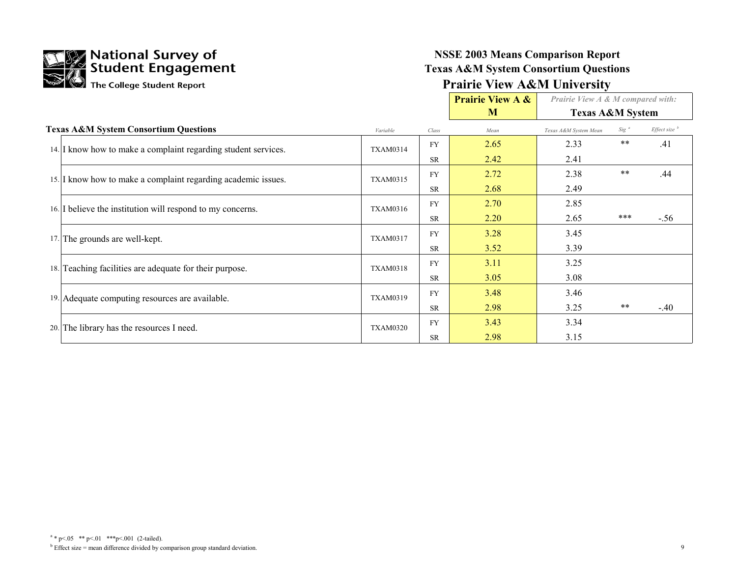# National Survey of Student Engagement

The College Student Report

## NSSE 2003 Means Comparison Report
## Texas A&M System Consortium Questions
## Prairie View A&M University

| Texas A&M System Consortium Questions | Variable | Class | Prairie View A & M Mean | Prairie View A & M compared with: Texas A&M System — Texas A&M System Mean | Sig [a] | Effect size [b] |
|---|---|---|---|---|---|---|
| 14. I know how to make a complaint regarding student services. | TXAM0314 | FY | 2.65 | 2.33 | ** | .41 |
| | | SR | 2.42 | 2.41 | | |
| 15. I know how to make a complaint regarding academic issues. | TXAM0315 | FY | 2.72 | 2.38 | ** | .44 |
| | | SR | 2.68 | 2.49 | | |
| 16. I believe the institution will respond to my concerns. | TXAM0316 | FY | 2.70 | 2.85 | | |
| | | SR | 2.20 | 2.65 | *** | -.56 |
| 17. The grounds are well-kept. | TXAM0317 | FY | 3.28 | 3.45 | | |
| | | SR | 3.52 | 3.39 | | |
| 18. Teaching facilities are adequate for their purpose. | TXAM0318 | FY | 3.11 | 3.25 | | |
| | | SR | 3.05 | 3.08 | | |
| 19. Adequate computing resources are available. | TXAM0319 | FY | 3.48 | 3.46 | | |
| | | SR | 2.98 | 3.25 | ** | -.40 |
| 20. The library has the resources I need. | TXAM0320 | FY | 3.43 | 3.34 | | |
| | | SR | 2.98 | 3.15 | | |

[a] * p<.05 ** p<.01 ***p<.001 (2-tailed).

[b] Effect size = mean difference divided by comparison group standard deviation.